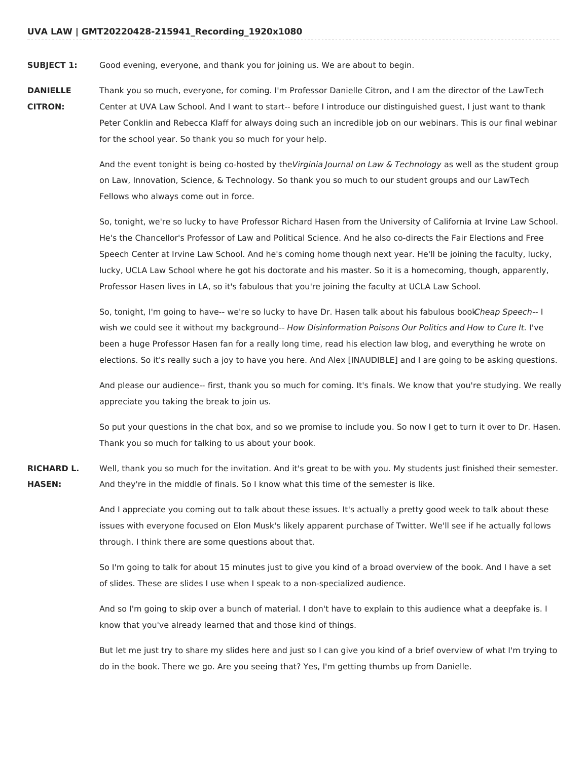**UVA LAW | GMT20220428-215941_Recording_1920x1080**

**SUBJECT 1:** Good evening, everyone, and thank you for joining us. We are about to begin.

**DANIELLE CITRON:** Thank you so much, everyone, for coming. I'm Professor Danielle Citron, and I am the director of the LawTech Center at UVA Law School. And I want to start-- before I introduce our distinguished guest, I just want to thank Peter Conklin and Rebecca Klaff for always doing such an incredible job on our webinars. This is our final webinar for the school year. So thank you so much for your help.

And the event tonight is being co-hosted by the *Virginia Journal on Law & Technology* as well as the student group on Law, Innovation, Science, & Technology. So thank you so much to our student groups and our LawTech Fellows who always come out in force.

So, tonight, we're so lucky to have Professor Richard Hasen from the University of California at Irvine Law School. He's the Chancellor's Professor of Law and Political Science. And he also co-directs the Fair Elections and Free Speech Center at Irvine Law School. And he's coming home though next year. He'll be joining the faculty, lucky, lucky, UCLA Law School where he got his doctorate and his master. So it is a homecoming, though, apparently, Professor Hasen lives in LA, so it's fabulous that you're joining the faculty at UCLA Law School.

So, tonight, I'm going to have-- we're so lucky to have Dr. Hasen talk about his fabulous book *Cheap Speech*-- I wish we could see it without my background-- *How Disinformation Poisons Our Politics and How to Cure It.* I've been a huge Professor Hasen fan for a really long time, read his election law blog, and everything he wrote on elections. So it's really such a joy to have you here. And Alex [INAUDIBLE] and I are going to be asking questions.

And please our audience-- first, thank you so much for coming. It's finals. We know that you're studying. We really appreciate you taking the break to join us.

So put your questions in the chat box, and so we promise to include you. So now I get to turn it over to Dr. Hasen. Thank you so much for talking to us about your book.

**RICHARD L. HASEN:** Well, thank you so much for the invitation. And it's great to be with you. My students just finished their semester. And they're in the middle of finals. So I know what this time of the semester is like.

And I appreciate you coming out to talk about these issues. It's actually a pretty good week to talk about these issues with everyone focused on Elon Musk's likely apparent purchase of Twitter. We'll see if he actually follows through. I think there are some questions about that.

So I'm going to talk for about 15 minutes just to give you kind of a broad overview of the book. And I have a set of slides. These are slides I use when I speak to a non-specialized audience.

And so I'm going to skip over a bunch of material. I don't have to explain to this audience what a deepfake is. I know that you've already learned that and those kind of things.

But let me just try to share my slides here and just so I can give you kind of a brief overview of what I'm trying to do in the book. There we go. Are you seeing that? Yes, I'm getting thumbs up from Danielle.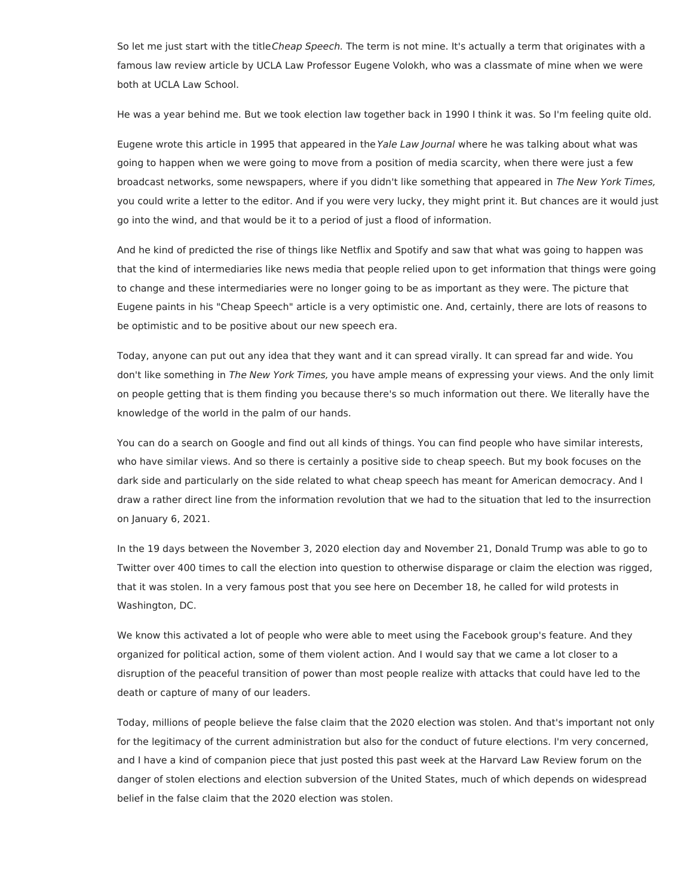So let me just start with the title *Cheap Speech.* The term is not mine. It's actually a term that originates with a famous law review article by UCLA Law Professor Eugene Volokh, who was a classmate of mine when we were both at UCLA Law School.

He was a year behind me. But we took election law together back in 1990 I think it was. So I'm feeling quite old.

Eugene wrote this article in 1995 that appeared in the *Yale Law Journal* where he was talking about what was going to happen when we were going to move from a position of media scarcity, when there were just a few broadcast networks, some newspapers, where if you didn't like something that appeared in *The New York Times,* you could write a letter to the editor. And if you were very lucky, they might print it. But chances are it would just go into the wind, and that would be it to a period of just a flood of information.

And he kind of predicted the rise of things like Netflix and Spotify and saw that what was going to happen was that the kind of intermediaries like news media that people relied upon to get information that things were going to change and these intermediaries were no longer going to be as important as they were. The picture that Eugene paints in his "Cheap Speech" article is a very optimistic one. And, certainly, there are lots of reasons to be optimistic and to be positive about our new speech era.

Today, anyone can put out any idea that they want and it can spread virally. It can spread far and wide. You don't like something in *The New York Times,* you have ample means of expressing your views. And the only limit on people getting that is them finding you because there's so much information out there. We literally have the knowledge of the world in the palm of our hands.

You can do a search on Google and find out all kinds of things. You can find people who have similar interests, who have similar views. And so there is certainly a positive side to cheap speech. But my book focuses on the dark side and particularly on the side related to what cheap speech has meant for American democracy. And I draw a rather direct line from the information revolution that we had to the situation that led to the insurrection on January 6, 2021.

In the 19 days between the November 3, 2020 election day and November 21, Donald Trump was able to go to Twitter over 400 times to call the election into question to otherwise disparage or claim the election was rigged, that it was stolen. In a very famous post that you see here on December 18, he called for wild protests in Washington, DC.

We know this activated a lot of people who were able to meet using the Facebook group's feature. And they organized for political action, some of them violent action. And I would say that we came a lot closer to a disruption of the peaceful transition of power than most people realize with attacks that could have led to the death or capture of many of our leaders.

Today, millions of people believe the false claim that the 2020 election was stolen. And that's important not only for the legitimacy of the current administration but also for the conduct of future elections. I'm very concerned, and I have a kind of companion piece that just posted this past week at the Harvard Law Review forum on the danger of stolen elections and election subversion of the United States, much of which depends on widespread belief in the false claim that the 2020 election was stolen.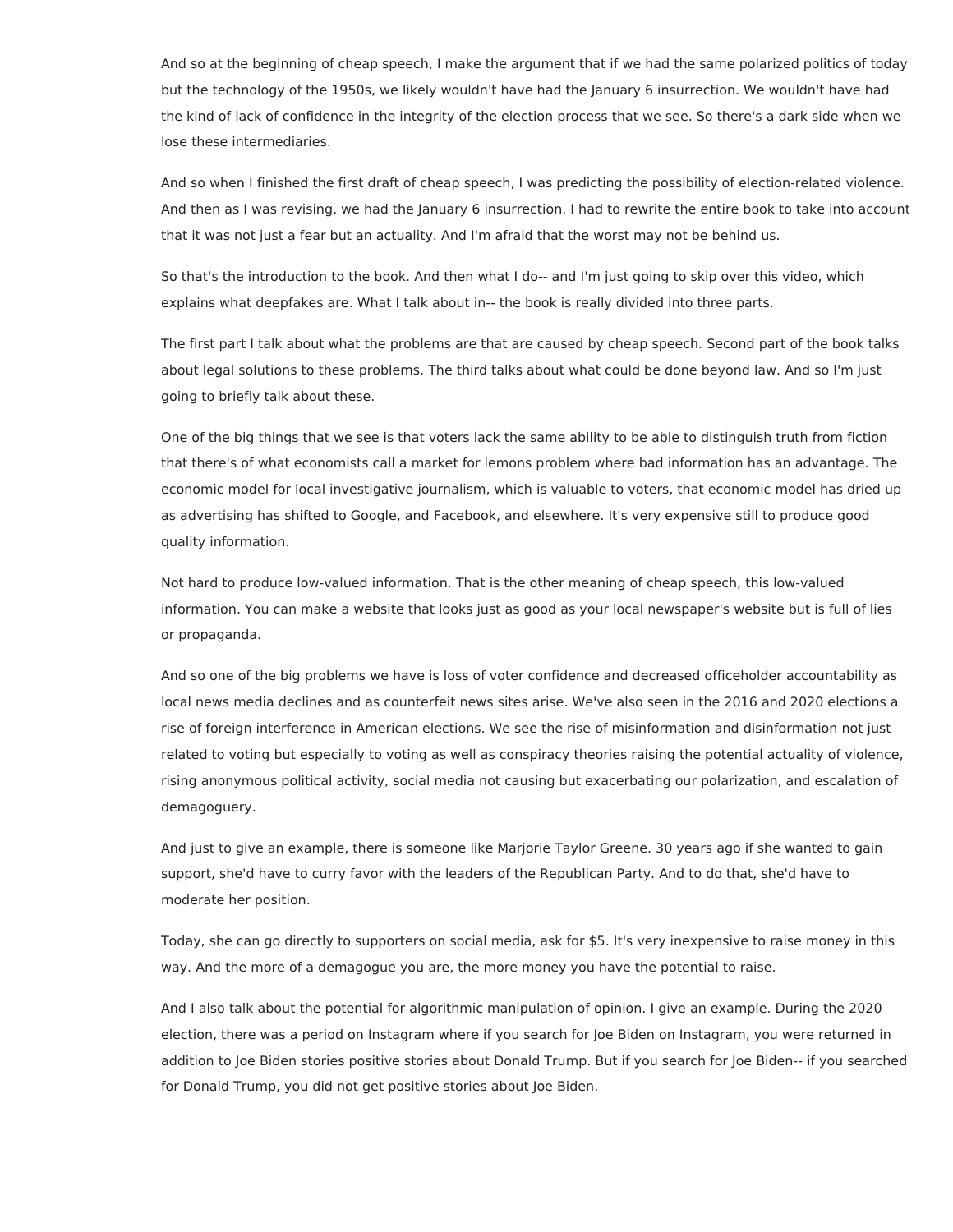And so at the beginning of cheap speech, I make the argument that if we had the same polarized politics of today but the technology of the 1950s, we likely wouldn't have had the January 6 insurrection. We wouldn't have had the kind of lack of confidence in the integrity of the election process that we see. So there's a dark side when we lose these intermediaries.

And so when I finished the first draft of cheap speech, I was predicting the possibility of election-related violence. And then as I was revising, we had the January 6 insurrection. I had to rewrite the entire book to take into account that it was not just a fear but an actuality. And I'm afraid that the worst may not be behind us.

So that's the introduction to the book. And then what I do-- and I'm just going to skip over this video, which explains what deepfakes are. What I talk about in-- the book is really divided into three parts.

The first part I talk about what the problems are that are caused by cheap speech. Second part of the book talks about legal solutions to these problems. The third talks about what could be done beyond law. And so I'm just going to briefly talk about these.

One of the big things that we see is that voters lack the same ability to be able to distinguish truth from fiction that there's of what economists call a market for lemons problem where bad information has an advantage. The economic model for local investigative journalism, which is valuable to voters, that economic model has dried up as advertising has shifted to Google, and Facebook, and elsewhere. It's very expensive still to produce good quality information.

Not hard to produce low-valued information. That is the other meaning of cheap speech, this low-valued information. You can make a website that looks just as good as your local newspaper's website but is full of lies or propaganda.

And so one of the big problems we have is loss of voter confidence and decreased officeholder accountability as local news media declines and as counterfeit news sites arise. We've also seen in the 2016 and 2020 elections a rise of foreign interference in American elections. We see the rise of misinformation and disinformation not just related to voting but especially to voting as well as conspiracy theories raising the potential actuality of violence, rising anonymous political activity, social media not causing but exacerbating our polarization, and escalation of demagoguery.

And just to give an example, there is someone like Marjorie Taylor Greene. 30 years ago if she wanted to gain support, she'd have to curry favor with the leaders of the Republican Party. And to do that, she'd have to moderate her position.

Today, she can go directly to supporters on social media, ask for $5. It's very inexpensive to raise money in this way. And the more of a demagogue you are, the more money you have the potential to raise.

And I also talk about the potential for algorithmic manipulation of opinion. I give an example. During the 2020 election, there was a period on Instagram where if you search for Joe Biden on Instagram, you were returned in addition to Joe Biden stories positive stories about Donald Trump. But if you search for Joe Biden-- if you searched for Donald Trump, you did not get positive stories about Joe Biden.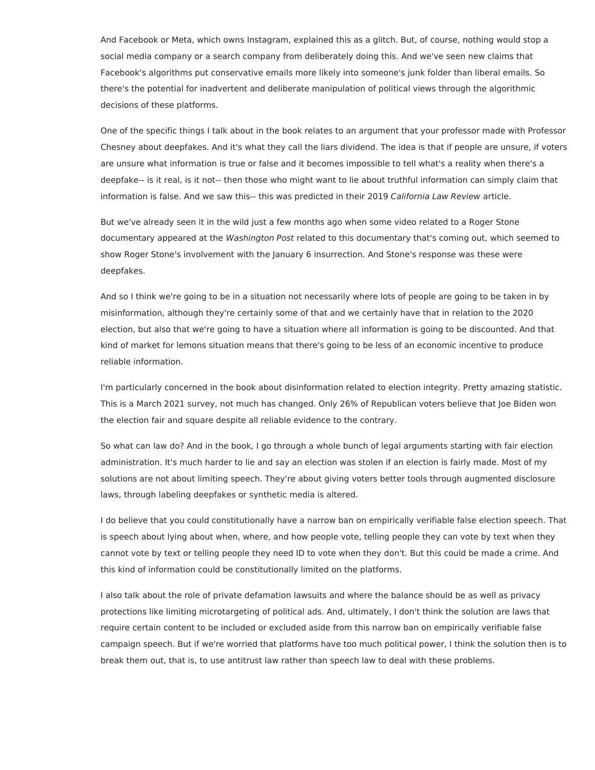And Facebook or Meta, which owns Instagram, explained this as a glitch. But, of course, nothing would stop a social media company or a search company from deliberately doing this. And we've seen new claims that Facebook's algorithms put conservative emails more likely into someone's junk folder than liberal emails. So there's the potential for inadvertent and deliberate manipulation of political views through the algorithmic decisions of these platforms.

One of the specific things I talk about in the book relates to an argument that your professor made with Professor Chesney about deepfakes. And it's what they call the liars dividend. The idea is that if people are unsure, if voters are unsure what information is true or false and it becomes impossible to tell what's a reality when there's a deepfake-- is it real, is it not-- then those who might want to lie about truthful information can simply claim that information is false. And we saw this-- this was predicted in their 2019 *California Law Review* article.

But we've already seen it in the wild just a few months ago when some video related to a Roger Stone documentary appeared at the *Washington Post* related to this documentary that's coming out, which seemed to show Roger Stone's involvement with the January 6 insurrection. And Stone's response was these were deepfakes.

And so I think we're going to be in a situation not necessarily where lots of people are going to be taken in by misinformation, although they're certainly some of that and we certainly have that in relation to the 2020 election, but also that we're going to have a situation where all information is going to be discounted. And that kind of market for lemons situation means that there's going to be less of an economic incentive to produce reliable information.

I'm particularly concerned in the book about disinformation related to election integrity. Pretty amazing statistic. This is a March 2021 survey, not much has changed. Only 26% of Republican voters believe that Joe Biden won the election fair and square despite all reliable evidence to the contrary.

So what can law do? And in the book, I go through a whole bunch of legal arguments starting with fair election administration. It's much harder to lie and say an election was stolen if an election is fairly made. Most of my solutions are not about limiting speech. They're about giving voters better tools through augmented disclosure laws, through labeling deepfakes or synthetic media is altered.

I do believe that you could constitutionally have a narrow ban on empirically verifiable false election speech. That is speech about lying about when, where, and how people vote, telling people they can vote by text when they cannot vote by text or telling people they need ID to vote when they don't. But this could be made a crime. And this kind of information could be constitutionally limited on the platforms.

I also talk about the role of private defamation lawsuits and where the balance should be as well as privacy protections like limiting microtargeting of political ads. And, ultimately, I don't think the solution are laws that require certain content to be included or excluded aside from this narrow ban on empirically verifiable false campaign speech. But if we're worried that platforms have too much political power, I think the solution then is to break them out, that is, to use antitrust law rather than speech law to deal with these problems.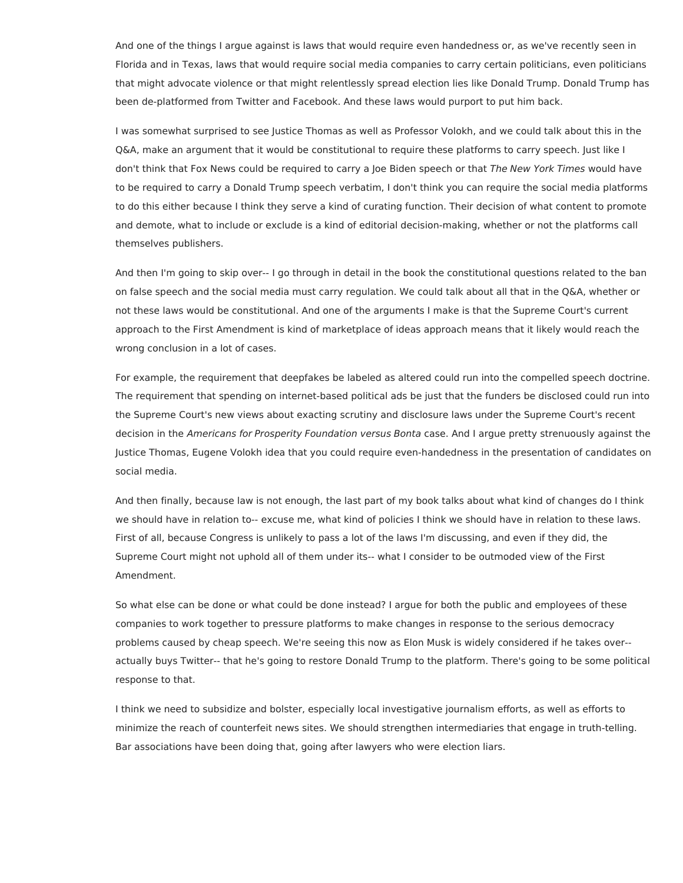And one of the things I argue against is laws that would require even handedness or, as we've recently seen in Florida and in Texas, laws that would require social media companies to carry certain politicians, even politicians that might advocate violence or that might relentlessly spread election lies like Donald Trump. Donald Trump has been de-platformed from Twitter and Facebook. And these laws would purport to put him back.

I was somewhat surprised to see Justice Thomas as well as Professor Volokh, and we could talk about this in the Q&A, make an argument that it would be constitutional to require these platforms to carry speech. Just like I don't think that Fox News could be required to carry a Joe Biden speech or that *The New York Times* would have to be required to carry a Donald Trump speech verbatim, I don't think you can require the social media platforms to do this either because I think they serve a kind of curating function. Their decision of what content to promote and demote, what to include or exclude is a kind of editorial decision-making, whether or not the platforms call themselves publishers.

And then I'm going to skip over-- I go through in detail in the book the constitutional questions related to the ban on false speech and the social media must carry regulation. We could talk about all that in the Q&A, whether or not these laws would be constitutional. And one of the arguments I make is that the Supreme Court's current approach to the First Amendment is kind of marketplace of ideas approach means that it likely would reach the wrong conclusion in a lot of cases.

For example, the requirement that deepfakes be labeled as altered could run into the compelled speech doctrine. The requirement that spending on internet-based political ads be just that the funders be disclosed could run into the Supreme Court's new views about exacting scrutiny and disclosure laws under the Supreme Court's recent decision in the *Americans for Prosperity Foundation versus Bonta* case. And I argue pretty strenuously against the Justice Thomas, Eugene Volokh idea that you could require even-handedness in the presentation of candidates on social media.

And then finally, because law is not enough, the last part of my book talks about what kind of changes do I think we should have in relation to-- excuse me, what kind of policies I think we should have in relation to these laws. First of all, because Congress is unlikely to pass a lot of the laws I'm discussing, and even if they did, the Supreme Court might not uphold all of them under its-- what I consider to be outmoded view of the First Amendment.

So what else can be done or what could be done instead? I argue for both the public and employees of these companies to work together to pressure platforms to make changes in response to the serious democracy problems caused by cheap speech. We're seeing this now as Elon Musk is widely considered if he takes over-- actually buys Twitter-- that he's going to restore Donald Trump to the platform. There's going to be some political response to that.

I think we need to subsidize and bolster, especially local investigative journalism efforts, as well as efforts to minimize the reach of counterfeit news sites. We should strengthen intermediaries that engage in truth-telling. Bar associations have been doing that, going after lawyers who were election liars.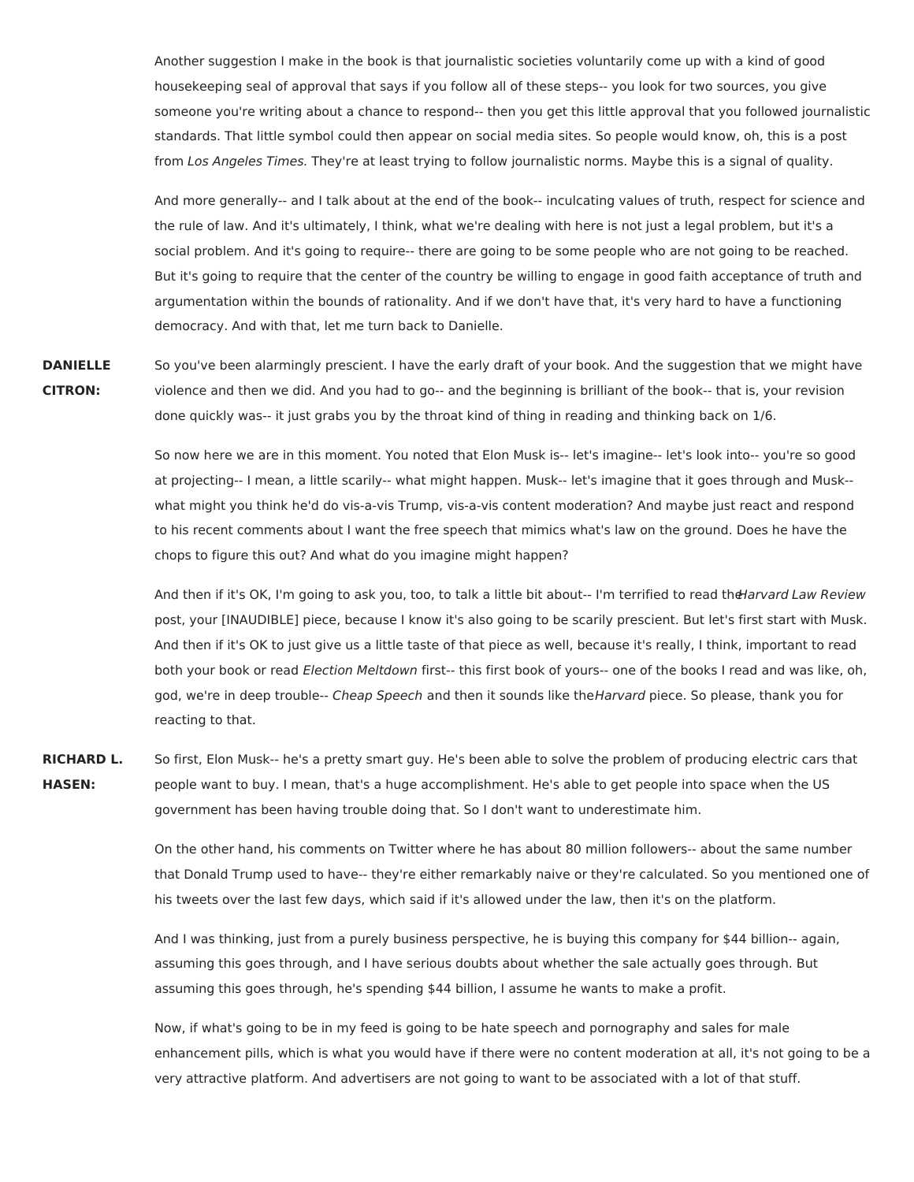Another suggestion I make in the book is that journalistic societies voluntarily come up with a kind of good housekeeping seal of approval that says if you follow all of these steps-- you look for two sources, you give someone you're writing about a chance to respond-- then you get this little approval that you followed journalistic standards. That little symbol could then appear on social media sites. So people would know, oh, this is a post from *Los Angeles Times.* They're at least trying to follow journalistic norms. Maybe this is a signal of quality.

And more generally-- and I talk about at the end of the book-- inculcating values of truth, respect for science and the rule of law. And it's ultimately, I think, what we're dealing with here is not just a legal problem, but it's a social problem. And it's going to require-- there are going to be some people who are not going to be reached. But it's going to require that the center of the country be willing to engage in good faith acceptance of truth and argumentation within the bounds of rationality. And if we don't have that, it's very hard to have a functioning democracy. And with that, let me turn back to Danielle.

**DANIELLE CITRON:** So you've been alarmingly prescient. I have the early draft of your book. And the suggestion that we might have violence and then we did. And you had to go-- and the beginning is brilliant of the book-- that is, your revision done quickly was-- it just grabs you by the throat kind of thing in reading and thinking back on 1/6.

So now here we are in this moment. You noted that Elon Musk is-- let's imagine-- let's look into-- you're so good at projecting-- I mean, a little scarily-- what might happen. Musk-- let's imagine that it goes through and Musk-- what might you think he'd do vis-a-vis Trump, vis-a-vis content moderation? And maybe just react and respond to his recent comments about I want the free speech that mimics what's law on the ground. Does he have the chops to figure this out? And what do you imagine might happen?

And then if it's OK, I'm going to ask you, too, to talk a little bit about-- I'm terrified to read the *Harvard Law Review* post, your [INAUDIBLE] piece, because I know it's also going to be scarily prescient. But let's first start with Musk. And then if it's OK to just give us a little taste of that piece as well, because it's really, I think, important to read both your book or read *Election Meltdown* first-- this first book of yours-- one of the books I read and was like, oh, god, we're in deep trouble-- *Cheap Speech* and then it sounds like the *Harvard* piece. So please, thank you for reacting to that.

**RICHARD L. HASEN:** So first, Elon Musk-- he's a pretty smart guy. He's been able to solve the problem of producing electric cars that people want to buy. I mean, that's a huge accomplishment. He's able to get people into space when the US government has been having trouble doing that. So I don't want to underestimate him.

On the other hand, his comments on Twitter where he has about 80 million followers-- about the same number that Donald Trump used to have-- they're either remarkably naive or they're calculated. So you mentioned one of his tweets over the last few days, which said if it's allowed under the law, then it's on the platform.

And I was thinking, just from a purely business perspective, he is buying this company for $44 billion-- again, assuming this goes through, and I have serious doubts about whether the sale actually goes through. But assuming this goes through, he's spending $44 billion, I assume he wants to make a profit.

Now, if what's going to be in my feed is going to be hate speech and pornography and sales for male enhancement pills, which is what you would have if there were no content moderation at all, it's not going to be a very attractive platform. And advertisers are not going to want to be associated with a lot of that stuff.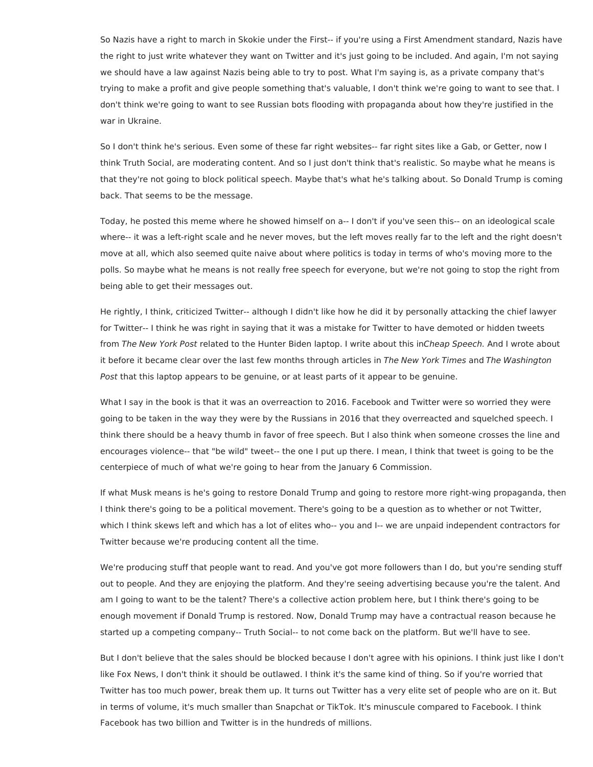So Nazis have a right to march in Skokie under the First-- if you're using a First Amendment standard, Nazis have the right to just write whatever they want on Twitter and it's just going to be included. And again, I'm not saying we should have a law against Nazis being able to try to post. What I'm saying is, as a private company that's trying to make a profit and give people something that's valuable, I don't think we're going to want to see that. I don't think we're going to want to see Russian bots flooding with propaganda about how they're justified in the war in Ukraine.

So I don't think he's serious. Even some of these far right websites-- far right sites like a Gab, or Getter, now I think Truth Social, are moderating content. And so I just don't think that's realistic. So maybe what he means is that they're not going to block political speech. Maybe that's what he's talking about. So Donald Trump is coming back. That seems to be the message.

Today, he posted this meme where he showed himself on a-- I don't if you've seen this-- on an ideological scale where-- it was a left-right scale and he never moves, but the left moves really far to the left and the right doesn't move at all, which also seemed quite naive about where politics is today in terms of who's moving more to the polls. So maybe what he means is not really free speech for everyone, but we're not going to stop the right from being able to get their messages out.

He rightly, I think, criticized Twitter-- although I didn't like how he did it by personally attacking the chief lawyer for Twitter-- I think he was right in saying that it was a mistake for Twitter to have demoted or hidden tweets from *The New York Post* related to the Hunter Biden laptop. I write about this in*Cheap Speech.* And I wrote about it before it became clear over the last few months through articles in *The New York Times* and *The Washington Post* that this laptop appears to be genuine, or at least parts of it appear to be genuine.

What I say in the book is that it was an overreaction to 2016. Facebook and Twitter were so worried they were going to be taken in the way they were by the Russians in 2016 that they overreacted and squelched speech. I think there should be a heavy thumb in favor of free speech. But I also think when someone crosses the line and encourages violence-- that "be wild" tweet-- the one I put up there. I mean, I think that tweet is going to be the centerpiece of much of what we're going to hear from the January 6 Commission.

If what Musk means is he's going to restore Donald Trump and going to restore more right-wing propaganda, then I think there's going to be a political movement. There's going to be a question as to whether or not Twitter, which I think skews left and which has a lot of elites who-- you and I-- we are unpaid independent contractors for Twitter because we're producing content all the time.

We're producing stuff that people want to read. And you've got more followers than I do, but you're sending stuff out to people. And they are enjoying the platform. And they're seeing advertising because you're the talent. And am I going to want to be the talent? There's a collective action problem here, but I think there's going to be enough movement if Donald Trump is restored. Now, Donald Trump may have a contractual reason because he started up a competing company-- Truth Social-- to not come back on the platform. But we'll have to see.

But I don't believe that the sales should be blocked because I don't agree with his opinions. I think just like I don't like Fox News, I don't think it should be outlawed. I think it's the same kind of thing. So if you're worried that Twitter has too much power, break them up. It turns out Twitter has a very elite set of people who are on it. But in terms of volume, it's much smaller than Snapchat or TikTok. It's minuscule compared to Facebook. I think Facebook has two billion and Twitter is in the hundreds of millions.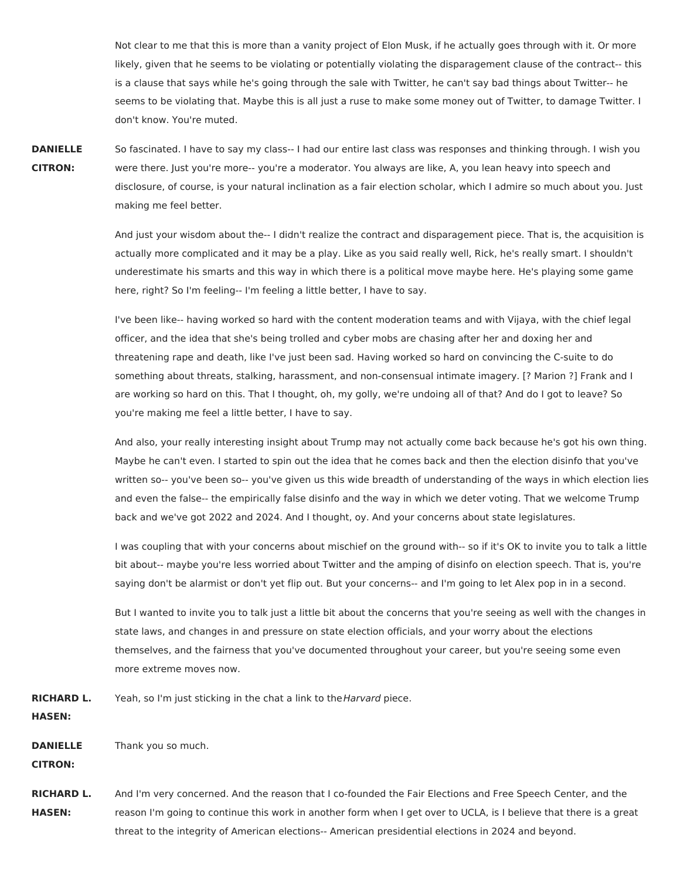Not clear to me that this is more than a vanity project of Elon Musk, if he actually goes through with it. Or more likely, given that he seems to be violating or potentially violating the disparagement clause of the contract-- this is a clause that says while he's going through the sale with Twitter, he can't say bad things about Twitter-- he seems to be violating that. Maybe this is all just a ruse to make some money out of Twitter, to damage Twitter. I don't know. You're muted.

**DANIELLE CITRON:** So fascinated. I have to say my class-- I had our entire last class was responses and thinking through. I wish you were there. Just you're more-- you're a moderator. You always are like, A, you lean heavy into speech and disclosure, of course, is your natural inclination as a fair election scholar, which I admire so much about you. Just making me feel better.

And just your wisdom about the-- I didn't realize the contract and disparagement piece. That is, the acquisition is actually more complicated and it may be a play. Like as you said really well, Rick, he's really smart. I shouldn't underestimate his smarts and this way in which there is a political move maybe here. He's playing some game here, right? So I'm feeling-- I'm feeling a little better, I have to say.

I've been like-- having worked so hard with the content moderation teams and with Vijaya, with the chief legal officer, and the idea that she's being trolled and cyber mobs are chasing after her and doxing her and threatening rape and death, like I've just been sad. Having worked so hard on convincing the C-suite to do something about threats, stalking, harassment, and non-consensual intimate imagery. [? Marion ?] Frank and I are working so hard on this. That I thought, oh, my golly, we're undoing all of that? And do I got to leave? So you're making me feel a little better, I have to say.

And also, your really interesting insight about Trump may not actually come back because he's got his own thing. Maybe he can't even. I started to spin out the idea that he comes back and then the election disinfo that you've written so-- you've been so-- you've given us this wide breadth of understanding of the ways in which election lies and even the false-- the empirically false disinfo and the way in which we deter voting. That we welcome Trump back and we've got 2022 and 2024. And I thought, oy. And your concerns about state legislatures.

I was coupling that with your concerns about mischief on the ground with-- so if it's OK to invite you to talk a little bit about-- maybe you're less worried about Twitter and the amping of disinfo on election speech. That is, you're saying don't be alarmist or don't yet flip out. But your concerns-- and I'm going to let Alex pop in in a second.

But I wanted to invite you to talk just a little bit about the concerns that you're seeing as well with the changes in state laws, and changes in and pressure on state election officials, and your worry about the elections themselves, and the fairness that you've documented throughout your career, but you're seeing some even more extreme moves now.

**RICHARD L. HASEN:** Yeah, so I'm just sticking in the chat a link to the *Harvard* piece.

**DANIELLE CITRON:** Thank you so much.

**RICHARD L. HASEN:** And I'm very concerned. And the reason that I co-founded the Fair Elections and Free Speech Center, and the reason I'm going to continue this work in another form when I get over to UCLA, is I believe that there is a great threat to the integrity of American elections-- American presidential elections in 2024 and beyond.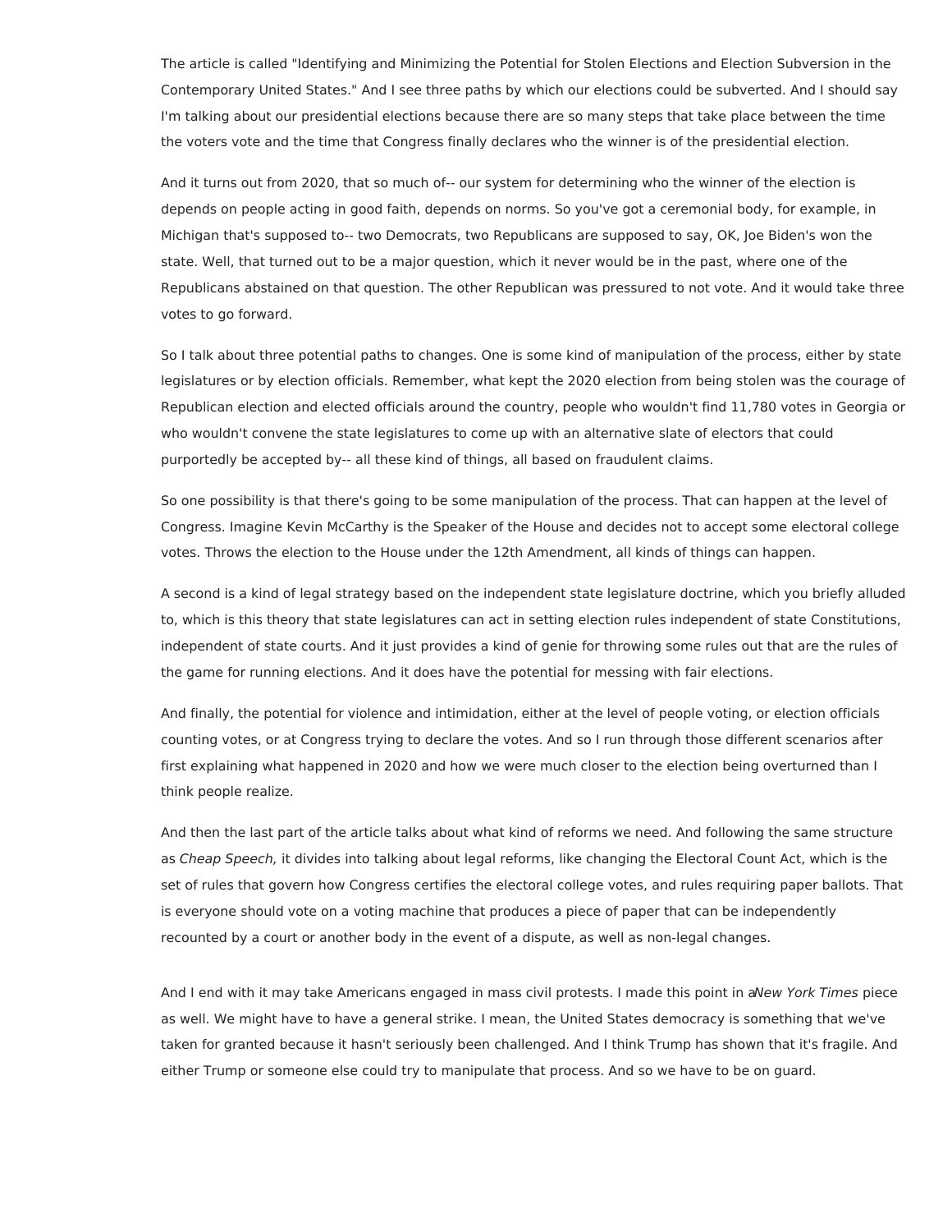The article is called "Identifying and Minimizing the Potential for Stolen Elections and Election Subversion in the Contemporary United States." And I see three paths by which our elections could be subverted. And I should say I'm talking about our presidential elections because there are so many steps that take place between the time the voters vote and the time that Congress finally declares who the winner is of the presidential election.

And it turns out from 2020, that so much of-- our system for determining who the winner of the election is depends on people acting in good faith, depends on norms. So you've got a ceremonial body, for example, in Michigan that's supposed to-- two Democrats, two Republicans are supposed to say, OK, Joe Biden's won the state. Well, that turned out to be a major question, which it never would be in the past, where one of the Republicans abstained on that question. The other Republican was pressured to not vote. And it would take three votes to go forward.

So I talk about three potential paths to changes. One is some kind of manipulation of the process, either by state legislatures or by election officials. Remember, what kept the 2020 election from being stolen was the courage of Republican election and elected officials around the country, people who wouldn't find 11,780 votes in Georgia or who wouldn't convene the state legislatures to come up with an alternative slate of electors that could purportedly be accepted by-- all these kind of things, all based on fraudulent claims.

So one possibility is that there's going to be some manipulation of the process. That can happen at the level of Congress. Imagine Kevin McCarthy is the Speaker of the House and decides not to accept some electoral college votes. Throws the election to the House under the 12th Amendment, all kinds of things can happen.

A second is a kind of legal strategy based on the independent state legislature doctrine, which you briefly alluded to, which is this theory that state legislatures can act in setting election rules independent of state Constitutions, independent of state courts. And it just provides a kind of genie for throwing some rules out that are the rules of the game for running elections. And it does have the potential for messing with fair elections.

And finally, the potential for violence and intimidation, either at the level of people voting, or election officials counting votes, or at Congress trying to declare the votes. And so I run through those different scenarios after first explaining what happened in 2020 and how we were much closer to the election being overturned than I think people realize.

And then the last part of the article talks about what kind of reforms we need. And following the same structure as *Cheap Speech,* it divides into talking about legal reforms, like changing the Electoral Count Act, which is the set of rules that govern how Congress certifies the electoral college votes, and rules requiring paper ballots. That is everyone should vote on a voting machine that produces a piece of paper that can be independently recounted by a court or another body in the event of a dispute, as well as non-legal changes.

And I end with it may take Americans engaged in mass civil protests. I made this point in a *New York Times* piece as well. We might have to have a general strike. I mean, the United States democracy is something that we've taken for granted because it hasn't seriously been challenged. And I think Trump has shown that it's fragile. And either Trump or someone else could try to manipulate that process. And so we have to be on guard.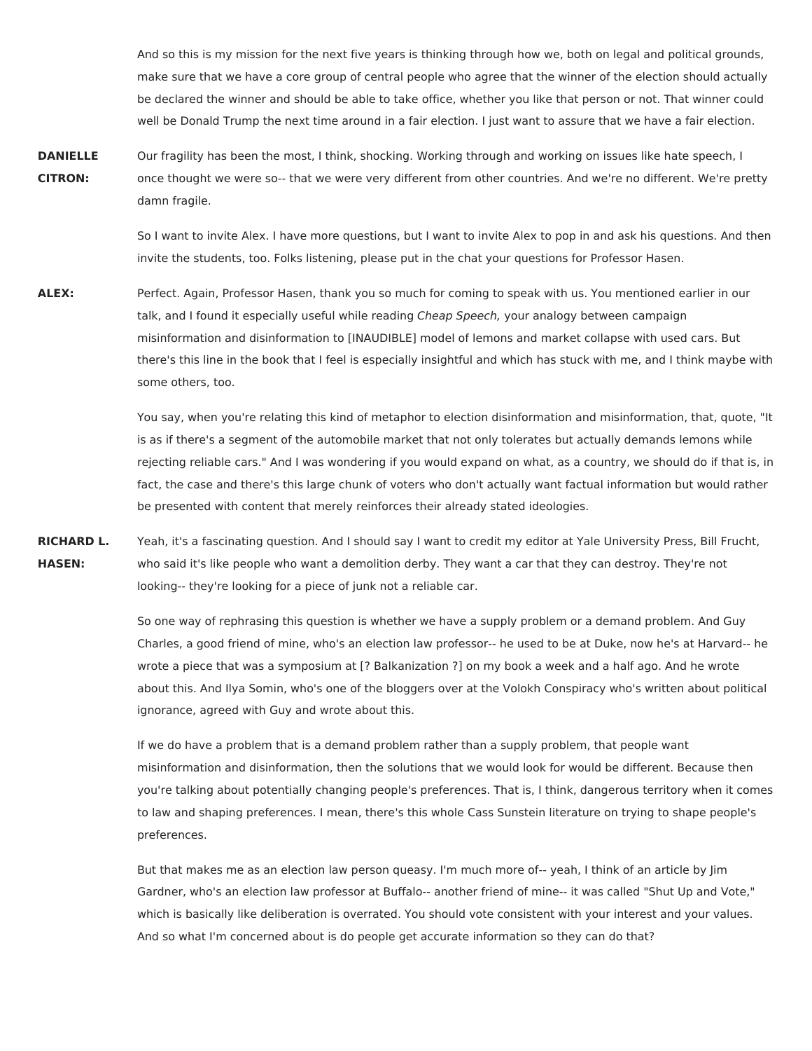And so this is my mission for the next five years is thinking through how we, both on legal and political grounds, make sure that we have a core group of central people who agree that the winner of the election should actually be declared the winner and should be able to take office, whether you like that person or not. That winner could well be Donald Trump the next time around in a fair election. I just want to assure that we have a fair election.

**DANIELLE CITRON:** Our fragility has been the most, I think, shocking. Working through and working on issues like hate speech, I once thought we were so-- that we were very different from other countries. And we're no different. We're pretty damn fragile.

So I want to invite Alex. I have more questions, but I want to invite Alex to pop in and ask his questions. And then invite the students, too. Folks listening, please put in the chat your questions for Professor Hasen.

**ALEX:** Perfect. Again, Professor Hasen, thank you so much for coming to speak with us. You mentioned earlier in our talk, and I found it especially useful while reading *Cheap Speech,* your analogy between campaign misinformation and disinformation to [INAUDIBLE] model of lemons and market collapse with used cars. But there's this line in the book that I feel is especially insightful and which has stuck with me, and I think maybe with some others, too.

You say, when you're relating this kind of metaphor to election disinformation and misinformation, that, quote, "It is as if there's a segment of the automobile market that not only tolerates but actually demands lemons while rejecting reliable cars." And I was wondering if you would expand on what, as a country, we should do if that is, in fact, the case and there's this large chunk of voters who don't actually want factual information but would rather be presented with content that merely reinforces their already stated ideologies.

**RICHARD L. HASEN:** Yeah, it's a fascinating question. And I should say I want to credit my editor at Yale University Press, Bill Frucht, who said it's like people who want a demolition derby. They want a car that they can destroy. They're not looking-- they're looking for a piece of junk not a reliable car.

So one way of rephrasing this question is whether we have a supply problem or a demand problem. And Guy Charles, a good friend of mine, who's an election law professor-- he used to be at Duke, now he's at Harvard-- he wrote a piece that was a symposium at [? Balkanization ?] on my book a week and a half ago. And he wrote about this. And Ilya Somin, who's one of the bloggers over at the Volokh Conspiracy who's written about political ignorance, agreed with Guy and wrote about this.

If we do have a problem that is a demand problem rather than a supply problem, that people want misinformation and disinformation, then the solutions that we would look for would be different. Because then you're talking about potentially changing people's preferences. That is, I think, dangerous territory when it comes to law and shaping preferences. I mean, there's this whole Cass Sunstein literature on trying to shape people's preferences.

But that makes me as an election law person queasy. I'm much more of-- yeah, I think of an article by Jim Gardner, who's an election law professor at Buffalo-- another friend of mine-- it was called "Shut Up and Vote," which is basically like deliberation is overrated. You should vote consistent with your interest and your values. And so what I'm concerned about is do people get accurate information so they can do that?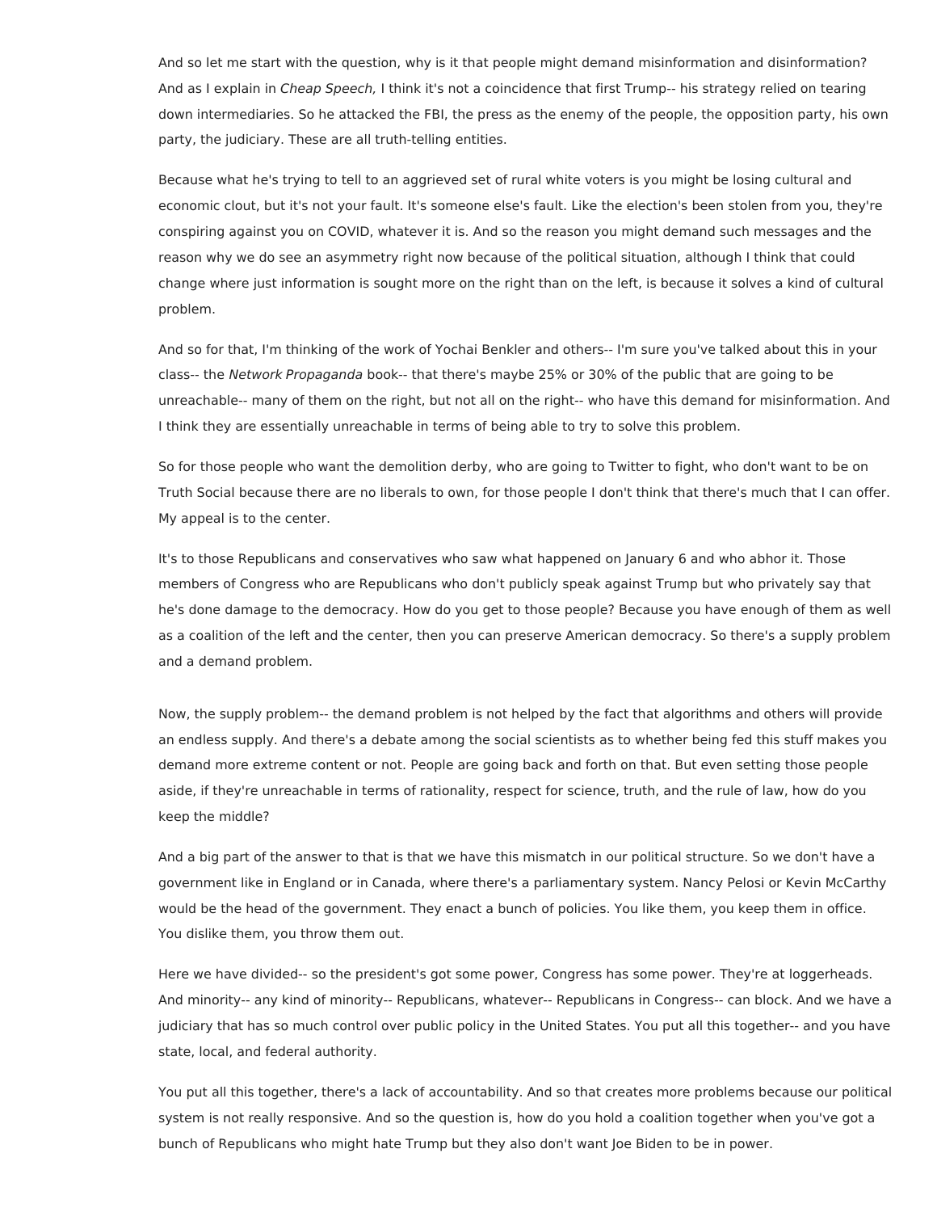And so let me start with the question, why is it that people might demand misinformation and disinformation? And as I explain in *Cheap Speech,* I think it's not a coincidence that first Trump-- his strategy relied on tearing down intermediaries. So he attacked the FBI, the press as the enemy of the people, the opposition party, his own party, the judiciary. These are all truth-telling entities.

Because what he's trying to tell to an aggrieved set of rural white voters is you might be losing cultural and economic clout, but it's not your fault. It's someone else's fault. Like the election's been stolen from you, they're conspiring against you on COVID, whatever it is. And so the reason you might demand such messages and the reason why we do see an asymmetry right now because of the political situation, although I think that could change where just information is sought more on the right than on the left, is because it solves a kind of cultural problem.

And so for that, I'm thinking of the work of Yochai Benkler and others-- I'm sure you've talked about this in your class-- the *Network Propaganda* book-- that there's maybe 25% or 30% of the public that are going to be unreachable-- many of them on the right, but not all on the right-- who have this demand for misinformation. And I think they are essentially unreachable in terms of being able to try to solve this problem.

So for those people who want the demolition derby, who are going to Twitter to fight, who don't want to be on Truth Social because there are no liberals to own, for those people I don't think that there's much that I can offer. My appeal is to the center.

It's to those Republicans and conservatives who saw what happened on January 6 and who abhor it. Those members of Congress who are Republicans who don't publicly speak against Trump but who privately say that he's done damage to the democracy. How do you get to those people? Because you have enough of them as well as a coalition of the left and the center, then you can preserve American democracy. So there's a supply problem and a demand problem.

Now, the supply problem-- the demand problem is not helped by the fact that algorithms and others will provide an endless supply. And there's a debate among the social scientists as to whether being fed this stuff makes you demand more extreme content or not. People are going back and forth on that. But even setting those people aside, if they're unreachable in terms of rationality, respect for science, truth, and the rule of law, how do you keep the middle?

And a big part of the answer to that is that we have this mismatch in our political structure. So we don't have a government like in England or in Canada, where there's a parliamentary system. Nancy Pelosi or Kevin McCarthy would be the head of the government. They enact a bunch of policies. You like them, you keep them in office. You dislike them, you throw them out.

Here we have divided-- so the president's got some power, Congress has some power. They're at loggerheads. And minority-- any kind of minority-- Republicans, whatever-- Republicans in Congress-- can block. And we have a judiciary that has so much control over public policy in the United States. You put all this together-- and you have state, local, and federal authority.

You put all this together, there's a lack of accountability. And so that creates more problems because our political system is not really responsive. And so the question is, how do you hold a coalition together when you've got a bunch of Republicans who might hate Trump but they also don't want Joe Biden to be in power.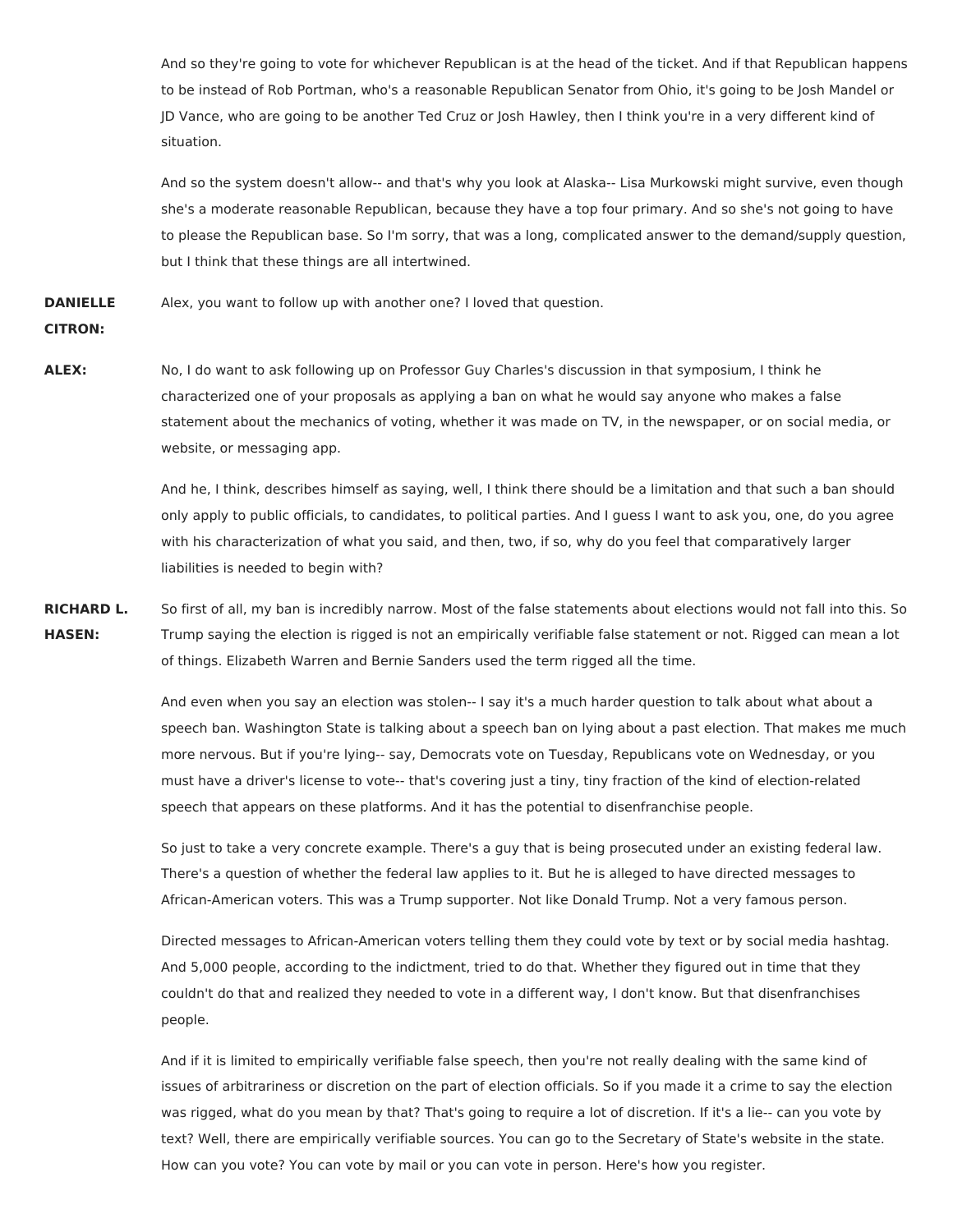And so they're going to vote for whichever Republican is at the head of the ticket. And if that Republican happens to be instead of Rob Portman, who's a reasonable Republican Senator from Ohio, it's going to be Josh Mandel or JD Vance, who are going to be another Ted Cruz or Josh Hawley, then I think you're in a very different kind of situation.

And so the system doesn't allow-- and that's why you look at Alaska-- Lisa Murkowski might survive, even though she's a moderate reasonable Republican, because they have a top four primary. And so she's not going to have to please the Republican base. So I'm sorry, that was a long, complicated answer to the demand/supply question, but I think that these things are all intertwined.

**DANIELLE CITRON:** Alex, you want to follow up with another one? I loved that question.

**ALEX:** No, I do want to ask following up on Professor Guy Charles's discussion in that symposium, I think he characterized one of your proposals as applying a ban on what he would say anyone who makes a false statement about the mechanics of voting, whether it was made on TV, in the newspaper, or on social media, or website, or messaging app.

And he, I think, describes himself as saying, well, I think there should be a limitation and that such a ban should only apply to public officials, to candidates, to political parties. And I guess I want to ask you, one, do you agree with his characterization of what you said, and then, two, if so, why do you feel that comparatively larger liabilities is needed to begin with?

**RICHARD L. HASEN:** So first of all, my ban is incredibly narrow. Most of the false statements about elections would not fall into this. So Trump saying the election is rigged is not an empirically verifiable false statement or not. Rigged can mean a lot of things. Elizabeth Warren and Bernie Sanders used the term rigged all the time.

And even when you say an election was stolen-- I say it's a much harder question to talk about what about a speech ban. Washington State is talking about a speech ban on lying about a past election. That makes me much more nervous. But if you're lying-- say, Democrats vote on Tuesday, Republicans vote on Wednesday, or you must have a driver's license to vote-- that's covering just a tiny, tiny fraction of the kind of election-related speech that appears on these platforms. And it has the potential to disenfranchise people.

So just to take a very concrete example. There's a guy that is being prosecuted under an existing federal law. There's a question of whether the federal law applies to it. But he is alleged to have directed messages to African-American voters. This was a Trump supporter. Not like Donald Trump. Not a very famous person.

Directed messages to African-American voters telling them they could vote by text or by social media hashtag. And 5,000 people, according to the indictment, tried to do that. Whether they figured out in time that they couldn't do that and realized they needed to vote in a different way, I don't know. But that disenfranchises people.

And if it is limited to empirically verifiable false speech, then you're not really dealing with the same kind of issues of arbitrariness or discretion on the part of election officials. So if you made it a crime to say the election was rigged, what do you mean by that? That's going to require a lot of discretion. If it's a lie-- can you vote by text? Well, there are empirically verifiable sources. You can go to the Secretary of State's website in the state. How can you vote? You can vote by mail or you can vote in person. Here's how you register.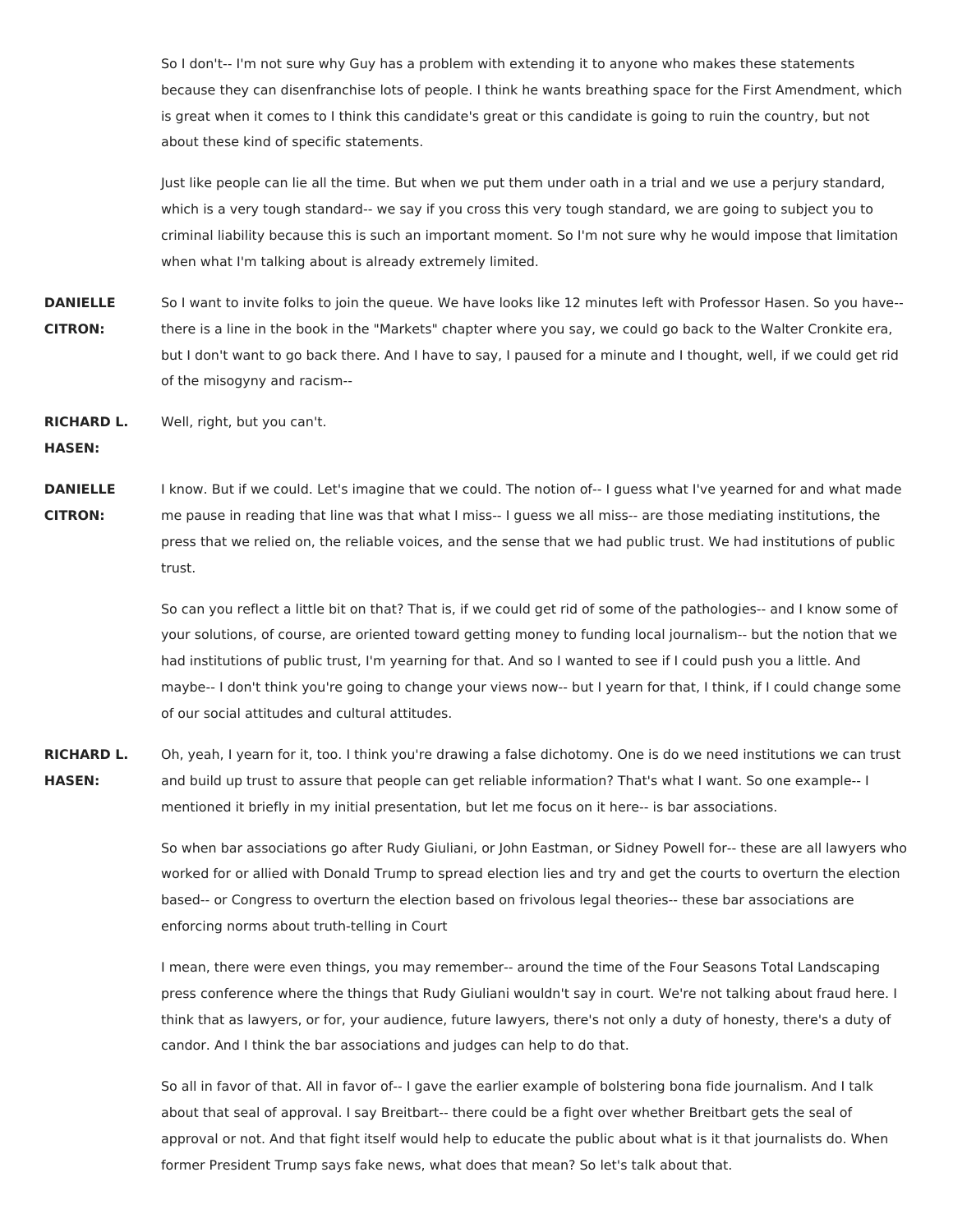So I don't-- I'm not sure why Guy has a problem with extending it to anyone who makes these statements because they can disenfranchise lots of people. I think he wants breathing space for the First Amendment, which is great when it comes to I think this candidate's great or this candidate is going to ruin the country, but not about these kind of specific statements.

Just like people can lie all the time. But when we put them under oath in a trial and we use a perjury standard, which is a very tough standard-- we say if you cross this very tough standard, we are going to subject you to criminal liability because this is such an important moment. So I'm not sure why he would impose that limitation when what I'm talking about is already extremely limited.

**DANIELLE CITRON:** So I want to invite folks to join the queue. We have looks like 12 minutes left with Professor Hasen. So you have-- there is a line in the book in the "Markets" chapter where you say, we could go back to the Walter Cronkite era, but I don't want to go back there. And I have to say, I paused for a minute and I thought, well, if we could get rid of the misogyny and racism--

**RICHARD L. HASEN:** Well, right, but you can't.

**DANIELLE CITRON:** I know. But if we could. Let's imagine that we could. The notion of-- I guess what I've yearned for and what made me pause in reading that line was that what I miss-- I guess we all miss-- are those mediating institutions, the press that we relied on, the reliable voices, and the sense that we had public trust. We had institutions of public trust.

So can you reflect a little bit on that? That is, if we could get rid of some of the pathologies-- and I know some of your solutions, of course, are oriented toward getting money to funding local journalism-- but the notion that we had institutions of public trust, I'm yearning for that. And so I wanted to see if I could push you a little. And maybe-- I don't think you're going to change your views now-- but I yearn for that, I think, if I could change some of our social attitudes and cultural attitudes.

**RICHARD L. HASEN:** Oh, yeah, I yearn for it, too. I think you're drawing a false dichotomy. One is do we need institutions we can trust and build up trust to assure that people can get reliable information? That's what I want. So one example-- I mentioned it briefly in my initial presentation, but let me focus on it here-- is bar associations.

So when bar associations go after Rudy Giuliani, or John Eastman, or Sidney Powell for-- these are all lawyers who worked for or allied with Donald Trump to spread election lies and try and get the courts to overturn the election based-- or Congress to overturn the election based on frivolous legal theories-- these bar associations are enforcing norms about truth-telling in Court

I mean, there were even things, you may remember-- around the time of the Four Seasons Total Landscaping press conference where the things that Rudy Giuliani wouldn't say in court. We're not talking about fraud here. I think that as lawyers, or for, your audience, future lawyers, there's not only a duty of honesty, there's a duty of candor. And I think the bar associations and judges can help to do that.

So all in favor of that. All in favor of-- I gave the earlier example of bolstering bona fide journalism. And I talk about that seal of approval. I say Breitbart-- there could be a fight over whether Breitbart gets the seal of approval or not. And that fight itself would help to educate the public about what is it that journalists do. When former President Trump says fake news, what does that mean? So let's talk about that.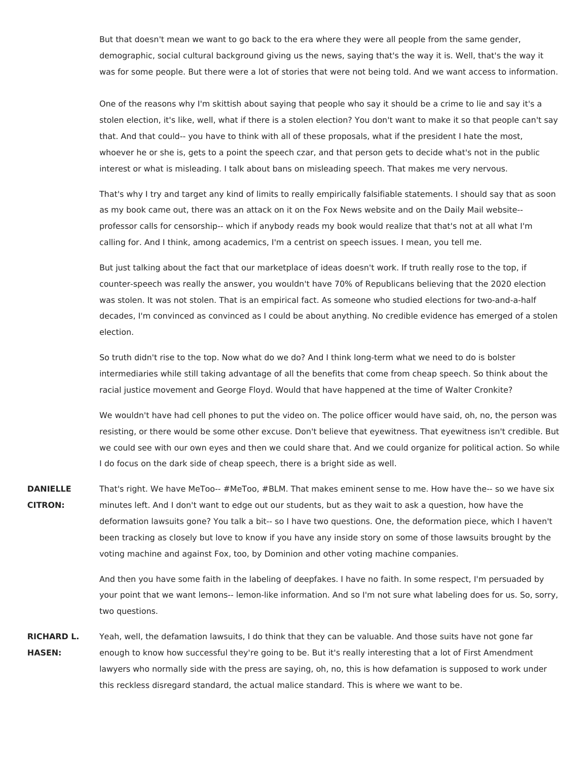But that doesn't mean we want to go back to the era where they were all people from the same gender, demographic, social cultural background giving us the news, saying that's the way it is. Well, that's the way it was for some people. But there were a lot of stories that were not being told. And we want access to information.

One of the reasons why I'm skittish about saying that people who say it should be a crime to lie and say it's a stolen election, it's like, well, what if there is a stolen election? You don't want to make it so that people can't say that. And that could-- you have to think with all of these proposals, what if the president I hate the most, whoever he or she is, gets to a point the speech czar, and that person gets to decide what's not in the public interest or what is misleading. I talk about bans on misleading speech. That makes me very nervous.

That's why I try and target any kind of limits to really empirically falsifiable statements. I should say that as soon as my book came out, there was an attack on it on the Fox News website and on the Daily Mail website-- professor calls for censorship-- which if anybody reads my book would realize that that's not at all what I'm calling for. And I think, among academics, I'm a centrist on speech issues. I mean, you tell me.

But just talking about the fact that our marketplace of ideas doesn't work. If truth really rose to the top, if counter-speech was really the answer, you wouldn't have 70% of Republicans believing that the 2020 election was stolen. It was not stolen. That is an empirical fact. As someone who studied elections for two-and-a-half decades, I'm convinced as convinced as I could be about anything. No credible evidence has emerged of a stolen election.

So truth didn't rise to the top. Now what do we do? And I think long-term what we need to do is bolster intermediaries while still taking advantage of all the benefits that come from cheap speech. So think about the racial justice movement and George Floyd. Would that have happened at the time of Walter Cronkite?

We wouldn't have had cell phones to put the video on. The police officer would have said, oh, no, the person was resisting, or there would be some other excuse. Don't believe that eyewitness. That eyewitness isn't credible. But we could see with our own eyes and then we could share that. And we could organize for political action. So while I do focus on the dark side of cheap speech, there is a bright side as well.

**DANIELLE CITRON:** That's right. We have MeToo-- #MeToo, #BLM. That makes eminent sense to me. How have the-- so we have six minutes left. And I don't want to edge out our students, but as they wait to ask a question, how have the deformation lawsuits gone? You talk a bit-- so I have two questions. One, the deformation piece, which I haven't been tracking as closely but love to know if you have any inside story on some of those lawsuits brought by the voting machine and against Fox, too, by Dominion and other voting machine companies.

And then you have some faith in the labeling of deepfakes. I have no faith. In some respect, I'm persuaded by your point that we want lemons-- lemon-like information. And so I'm not sure what labeling does for us. So, sorry, two questions.

**RICHARD L. HASEN:** Yeah, well, the defamation lawsuits, I do think that they can be valuable. And those suits have not gone far enough to know how successful they're going to be. But it's really interesting that a lot of First Amendment lawyers who normally side with the press are saying, oh, no, this is how defamation is supposed to work under this reckless disregard standard, the actual malice standard. This is where we want to be.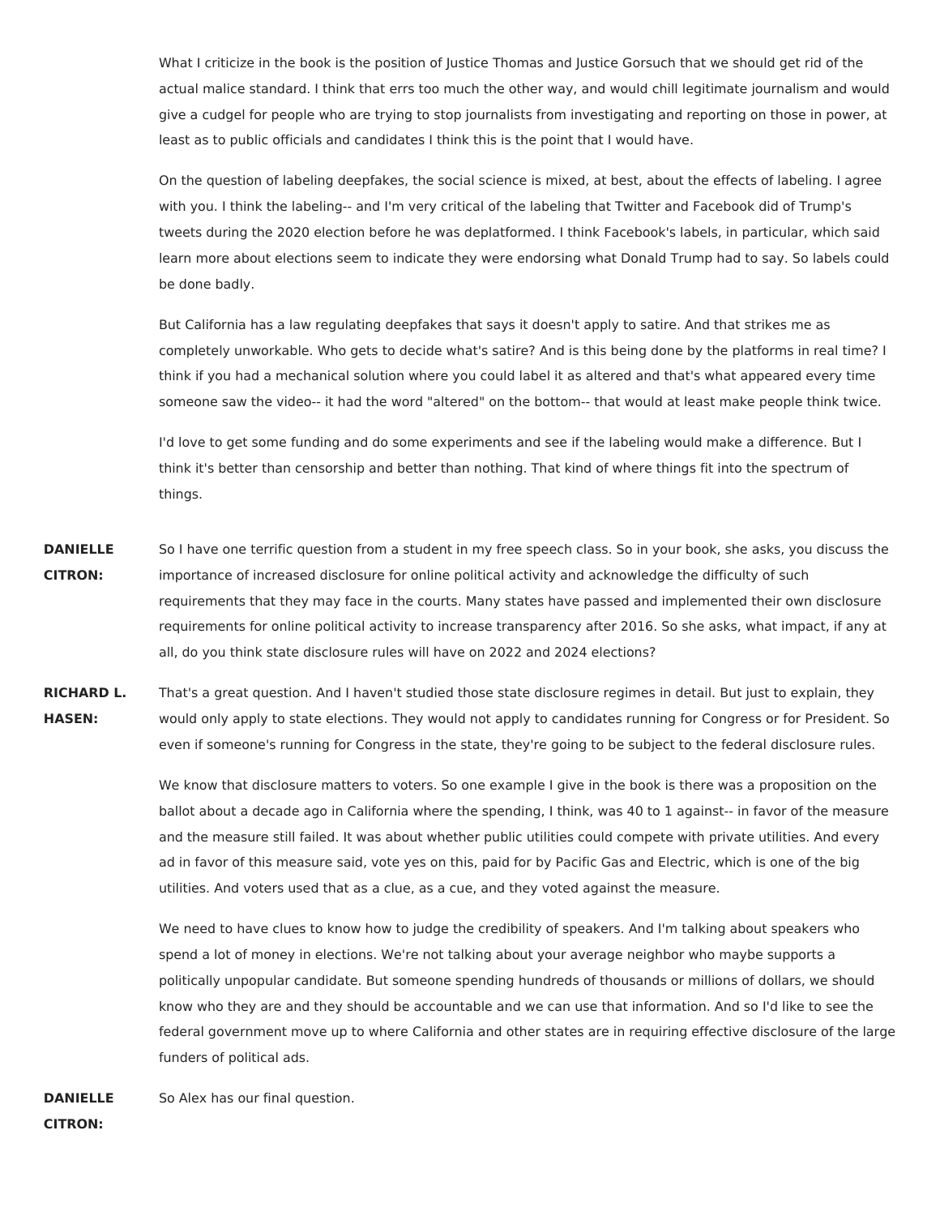What I criticize in the book is the position of Justice Thomas and Justice Gorsuch that we should get rid of the actual malice standard. I think that errs too much the other way, and would chill legitimate journalism and would give a cudgel for people who are trying to stop journalists from investigating and reporting on those in power, at least as to public officials and candidates I think this is the point that I would have.

On the question of labeling deepfakes, the social science is mixed, at best, about the effects of labeling. I agree with you. I think the labeling-- and I'm very critical of the labeling that Twitter and Facebook did of Trump's tweets during the 2020 election before he was deplatformed. I think Facebook's labels, in particular, which said learn more about elections seem to indicate they were endorsing what Donald Trump had to say. So labels could be done badly.

But California has a law regulating deepfakes that says it doesn't apply to satire. And that strikes me as completely unworkable. Who gets to decide what's satire? And is this being done by the platforms in real time? I think if you had a mechanical solution where you could label it as altered and that's what appeared every time someone saw the video-- it had the word "altered" on the bottom-- that would at least make people think twice.

I'd love to get some funding and do some experiments and see if the labeling would make a difference. But I think it's better than censorship and better than nothing. That kind of where things fit into the spectrum of things.

**DANIELLE CITRON:** So I have one terrific question from a student in my free speech class. So in your book, she asks, you discuss the importance of increased disclosure for online political activity and acknowledge the difficulty of such requirements that they may face in the courts. Many states have passed and implemented their own disclosure requirements for online political activity to increase transparency after 2016. So she asks, what impact, if any at all, do you think state disclosure rules will have on 2022 and 2024 elections?

**RICHARD L. HASEN:** That's a great question. And I haven't studied those state disclosure regimes in detail. But just to explain, they would only apply to state elections. They would not apply to candidates running for Congress or for President. So even if someone's running for Congress in the state, they're going to be subject to the federal disclosure rules.

We know that disclosure matters to voters. So one example I give in the book is there was a proposition on the ballot about a decade ago in California where the spending, I think, was 40 to 1 against-- in favor of the measure and the measure still failed. It was about whether public utilities could compete with private utilities. And every ad in favor of this measure said, vote yes on this, paid for by Pacific Gas and Electric, which is one of the big utilities. And voters used that as a clue, as a cue, and they voted against the measure.

We need to have clues to know how to judge the credibility of speakers. And I'm talking about speakers who spend a lot of money in elections. We're not talking about your average neighbor who maybe supports a politically unpopular candidate. But someone spending hundreds of thousands or millions of dollars, we should know who they are and they should be accountable and we can use that information. And so I'd like to see the federal government move up to where California and other states are in requiring effective disclosure of the large funders of political ads.

**DANIELLE CITRON:** So Alex has our final question.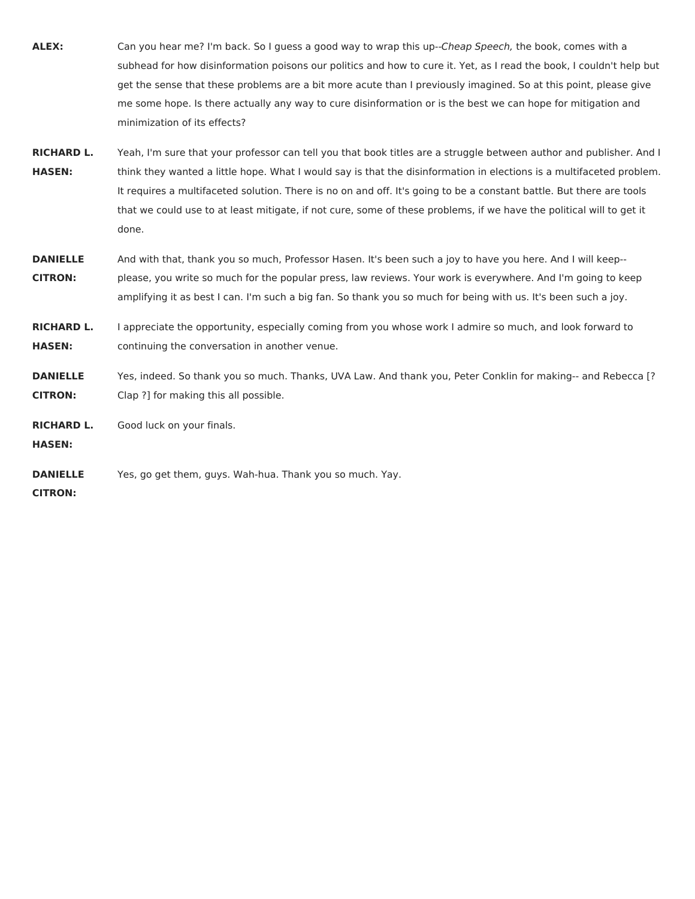**ALEX:** Can you hear me? I'm back. So I guess a good way to wrap this up--*Cheap Speech,* the book, comes with a subhead for how disinformation poisons our politics and how to cure it. Yet, as I read the book, I couldn't help but get the sense that these problems are a bit more acute than I previously imagined. So at this point, please give me some hope. Is there actually any way to cure disinformation or is the best we can hope for mitigation and minimization of its effects?

**RICHARD L. HASEN:** Yeah, I'm sure that your professor can tell you that book titles are a struggle between author and publisher. And I think they wanted a little hope. What I would say is that the disinformation in elections is a multifaceted problem. It requires a multifaceted solution. There is no on and off. It's going to be a constant battle. But there are tools that we could use to at least mitigate, if not cure, some of these problems, if we have the political will to get it done.

**DANIELLE CITRON:** And with that, thank you so much, Professor Hasen. It's been such a joy to have you here. And I will keep-- please, you write so much for the popular press, law reviews. Your work is everywhere. And I'm going to keep amplifying it as best I can. I'm such a big fan. So thank you so much for being with us. It's been such a joy.

**RICHARD L. HASEN:** I appreciate the opportunity, especially coming from you whose work I admire so much, and look forward to continuing the conversation in another venue.

**DANIELLE CITRON:** Yes, indeed. So thank you so much. Thanks, UVA Law. And thank you, Peter Conklin for making-- and Rebecca [? Clap ?] for making this all possible.

**RICHARD L. HASEN:** Good luck on your finals.

**DANIELLE CITRON:** Yes, go get them, guys. Wah-hua. Thank you so much. Yay.